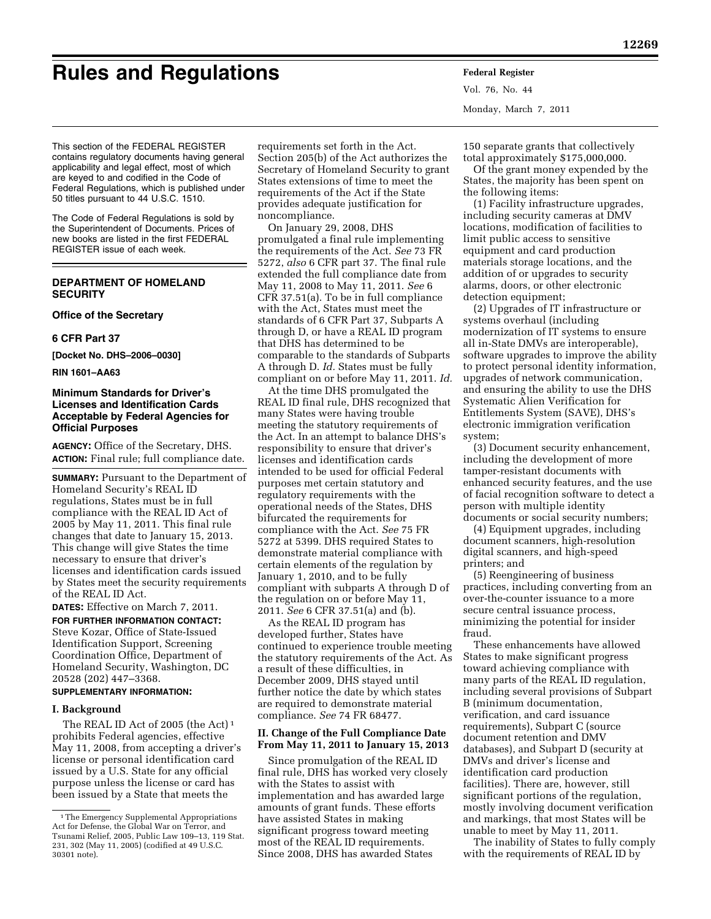# Rules and Regulations

This section of the FEDERAL REGISTER contains regulatory documents having general applicability and legal effect, most of which are keyed to and codified in the Code of Federal Regulations, which is published under 50 titles pursuant to 44 U.S.C. 1510.

The Code of Federal Regulations is sold by the Superintendent of Documents. Prices of new books are listed in the first FEDERAL REGISTER issue of each week.

## DEPARTMENT OF HOMELAND SECURITY

### Office of the Secretary

### 6 CFR Part 37

**[Docket No. DHS–2006–0030]**

**RIN 1601–AA63**

### Minimum Standards for Driver's Licenses and Identification Cards Acceptable by Federal Agencies for Official Purposes

**AGENCY:** Office of the Secretary, DHS.

**ACTION:** Final rule; full compliance date.

**SUMMARY:** Pursuant to the Department of Homeland Security's REAL ID regulations, States must be in full compliance with the REAL ID Act of 2005 by May 11, 2011. This final rule changes that date to January 15, 2013. This change will give States the time necessary to ensure that driver's licenses and identification cards issued by States meet the security requirements of the REAL ID Act.

**DATES:** Effective on March 7, 2011.

**FOR FURTHER INFORMATION CONTACT:** Steve Kozar, Office of State-Issued Identification Support, Screening Coordination Office, Department of Homeland Security, Washington, DC 20528 (202) 447–3368.

**SUPPLEMENTARY INFORMATION:**

#### I. Background

The REAL ID Act of 2005 (the Act) [1] prohibits Federal agencies, effective May 11, 2008, from accepting a driver's license or personal identification card issued by a U.S. State for any official purpose unless the license or card has been issued by a State that meets the requirements set forth in the Act. Section 205(b) of the Act authorizes the Secretary of Homeland Security to grant States extensions of time to meet the requirements of the Act if the State provides adequate justification for noncompliance.

On January 29, 2008, DHS promulgated a final rule implementing the requirements of the Act. *See* 73 FR 5272, *also* 6 CFR part 37. The final rule extended the full compliance date from May 11, 2008 to May 11, 2011. *See* 6 CFR 37.51(a). To be in full compliance with the Act, States must meet the standards of 6 CFR Part 37, Subparts A through D, or have a REAL ID program that DHS has determined to be comparable to the standards of Subparts A through D. *Id.* States must be fully compliant on or before May 11, 2011. *Id.*

At the time DHS promulgated the REAL ID final rule, DHS recognized that many States were having trouble meeting the statutory requirements of the Act. In an attempt to balance DHS's responsibility to ensure that driver's licenses and identification cards intended to be used for official Federal purposes met certain statutory and regulatory requirements with the operational needs of the States, DHS bifurcated the requirements for compliance with the Act. *See* 75 FR 5272 at 5399. DHS required States to demonstrate material compliance with certain elements of the regulation by January 1, 2010, and to be fully compliant with subparts A through D of the regulation on or before May 11, 2011. *See* 6 CFR 37.51(a) and (b).

As the REAL ID program has developed further, States have continued to experience trouble meeting the statutory requirements of the Act. As a result of these difficulties, in December 2009, DHS stayed until further notice the date by which states are required to demonstrate material compliance. *See* 74 FR 68477.

#### II. Change of the Full Compliance Date From May 11, 2011 to January 15, 2013

Since promulgation of the REAL ID final rule, DHS has worked very closely with the States to assist with implementation and has awarded large amounts of grant funds. These efforts have assisted States in making significant progress toward meeting most of the REAL ID requirements. Since 2008, DHS has awarded States 150 separate grants that collectively total approximately $175,000,000.

Of the grant money expended by the States, the majority has been spent on the following items:

(1) Facility infrastructure upgrades, including security cameras at DMV locations, modification of facilities to limit public access to sensitive equipment and card production materials storage locations, and the addition of or upgrades to security alarms, doors, or other electronic detection equipment;

(2) Upgrades of IT infrastructure or systems overhaul (including modernization of IT systems to ensure all in-State DMVs are interoperable), software upgrades to improve the ability to protect personal identity information, upgrades of network communication, and ensuring the ability to use the DHS Systematic Alien Verification for Entitlements System (SAVE), DHS's electronic immigration verification system;

(3) Document security enhancement, including the development of more tamper-resistant documents with enhanced security features, and the use of facial recognition software to detect a person with multiple identity documents or social security numbers;

(4) Equipment upgrades, including document scanners, high-resolution digital scanners, and high-speed printers; and

(5) Reengineering of business practices, including converting from an over-the-counter issuance to a more secure central issuance process, minimizing the potential for insider fraud.

These enhancements have allowed States to make significant progress toward achieving compliance with many parts of the REAL ID regulation, including several provisions of Subpart B (minimum documentation, verification, and card issuance requirements), Subpart C (source document retention and DMV databases), and Subpart D (security at DMVs and driver's license and identification card production facilities). There are, however, still significant portions of the regulation, mostly involving document verification and markings, that most States will be unable to meet by May 11, 2011.

The inability of States to fully comply with the requirements of REAL ID by

[1] The Emergency Supplemental Appropriations Act for Defense, the Global War on Terror, and Tsunami Relief, 2005, Public Law 109–13, 119 Stat. 231, 302 (May 11, 2005) (codified at 49 U.S.C. 30301 note).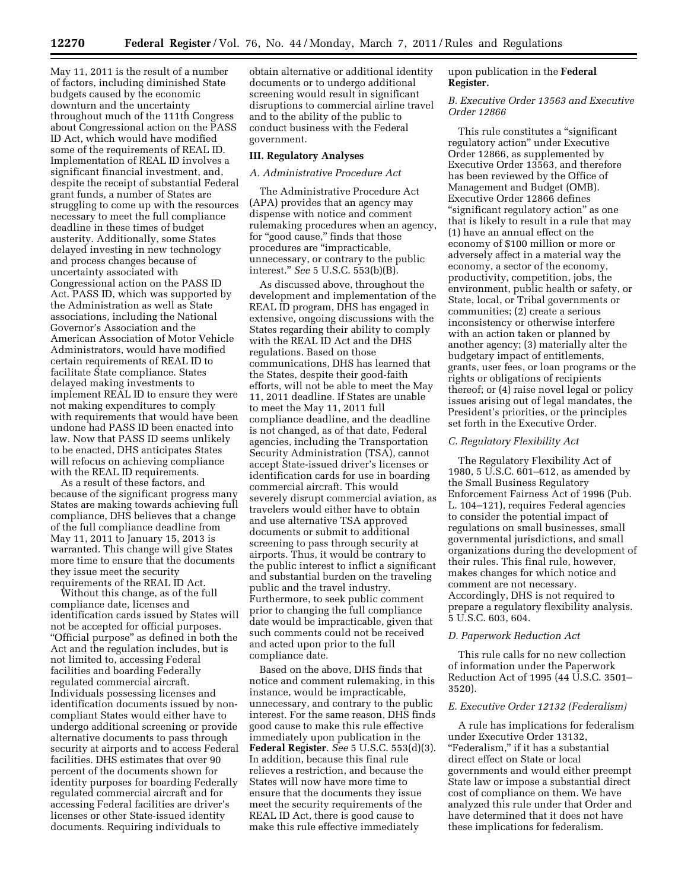May 11, 2011 is the result of a number of factors, including diminished State budgets caused by the economic downturn and the uncertainty throughout much of the 111th Congress about Congressional action on the PASS ID Act, which would have modified some of the requirements of REAL ID. Implementation of REAL ID involves a significant financial investment, and, despite the receipt of substantial Federal grant funds, a number of States are struggling to come up with the resources necessary to meet the full compliance deadline in these times of budget austerity. Additionally, some States delayed investing in new technology and process changes because of uncertainty associated with Congressional action on the PASS ID Act. PASS ID, which was supported by the Administration as well as State associations, including the National Governor's Association and the American Association of Motor Vehicle Administrators, would have modified certain requirements of REAL ID to facilitate State compliance. States delayed making investments to implement REAL ID to ensure they were not making expenditures to comply with requirements that would have been undone had PASS ID been enacted into law. Now that PASS ID seems unlikely to be enacted, DHS anticipates States will refocus on achieving compliance with the REAL ID requirements.

As a result of these factors, and because of the significant progress many States are making towards achieving full compliance, DHS believes that a change of the full compliance deadline from May 11, 2011 to January 15, 2013 is warranted. This change will give States more time to ensure that the documents they issue meet the security requirements of the REAL ID Act.

Without this change, as of the full compliance date, licenses and identification cards issued by States will not be accepted for official purposes. "Official purpose" as defined in both the Act and the regulation includes, but is not limited to, accessing Federal facilities and boarding Federally regulated commercial aircraft. Individuals possessing licenses and identification documents issued by non-compliant States would either have to undergo additional screening or provide alternative documents to pass through security at airports and to access Federal facilities. DHS estimates that over 90 percent of the documents shown for identity purposes for boarding Federally regulated commercial aircraft and for accessing Federal facilities are driver's licenses or other State-issued identity documents. Requiring individuals to obtain alternative or additional identity documents or to undergo additional screening would result in significant disruptions to commercial airline travel and to the ability of the public to conduct business with the Federal government.

## III. Regulatory Analyses

### *A. Administrative Procedure Act*

The Administrative Procedure Act (APA) provides that an agency may dispense with notice and comment rulemaking procedures when an agency, for "good cause," finds that those procedures are "impracticable, unnecessary, or contrary to the public interest." *See* 5 U.S.C. 553(b)(B).

As discussed above, throughout the development and implementation of the REAL ID program, DHS has engaged in extensive, ongoing discussions with the States regarding their ability to comply with the REAL ID Act and the DHS regulations. Based on those communications, DHS has learned that the States, despite their good-faith efforts, will not be able to meet the May 11, 2011 deadline. If States are unable to meet the May 11, 2011 full compliance deadline, and the deadline is not changed, as of that date, Federal agencies, including the Transportation Security Administration (TSA), cannot accept State-issued driver's licenses or identification cards for use in boarding commercial aircraft. This would severely disrupt commercial aviation, as travelers would either have to obtain and use alternative TSA approved documents or submit to additional screening to pass through security at airports. Thus, it would be contrary to the public interest to inflict a significant and substantial burden on the traveling public and the travel industry. Furthermore, to seek public comment prior to changing the full compliance date would be impracticable, given that such comments could not be received and acted upon prior to the full compliance date.

Based on the above, DHS finds that notice and comment rulemaking, in this instance, would be impracticable, unnecessary, and contrary to the public interest. For the same reason, DHS finds good cause to make this rule effective immediately upon publication in the **Federal Register**. *See* 5 U.S.C. 553(d)(3). In addition, because this final rule relieves a restriction, and because the States will now have more time to ensure that the documents they issue meet the security requirements of the REAL ID Act, there is good cause to make this rule effective immediately upon publication in the **Federal Register.**

### *B. Executive Order 13563 and Executive Order 12866*

This rule constitutes a "significant regulatory action" under Executive Order 12866, as supplemented by Executive Order 13563, and therefore has been reviewed by the Office of Management and Budget (OMB). Executive Order 12866 defines "significant regulatory action" as one that is likely to result in a rule that may (1) have an annual effect on the economy of $100 million or more or adversely affect in a material way the economy, a sector of the economy, productivity, competition, jobs, the environment, public health or safety, or State, local, or Tribal governments or communities; (2) create a serious inconsistency or otherwise interfere with an action taken or planned by another agency; (3) materially alter the budgetary impact of entitlements, grants, user fees, or loan programs or the rights or obligations of recipients thereof; or (4) raise novel legal or policy issues arising out of legal mandates, the President's priorities, or the principles set forth in the Executive Order.

### *C. Regulatory Flexibility Act*

The Regulatory Flexibility Act of 1980, 5 U.S.C. 601–612, as amended by the Small Business Regulatory Enforcement Fairness Act of 1996 (Pub. L. 104–121), requires Federal agencies to consider the potential impact of regulations on small businesses, small governmental jurisdictions, and small organizations during the development of their rules. This final rule, however, makes changes for which notice and comment are not necessary. Accordingly, DHS is not required to prepare a regulatory flexibility analysis. 5 U.S.C. 603, 604.

### *D. Paperwork Reduction Act*

This rule calls for no new collection of information under the Paperwork Reduction Act of 1995 (44 U.S.C. 3501–3520).

### *E. Executive Order 12132 (Federalism)*

A rule has implications for federalism under Executive Order 13132, "Federalism," if it has a substantial direct effect on State or local governments and would either preempt State law or impose a substantial direct cost of compliance on them. We have analyzed this rule under that Order and have determined that it does not have these implications for federalism.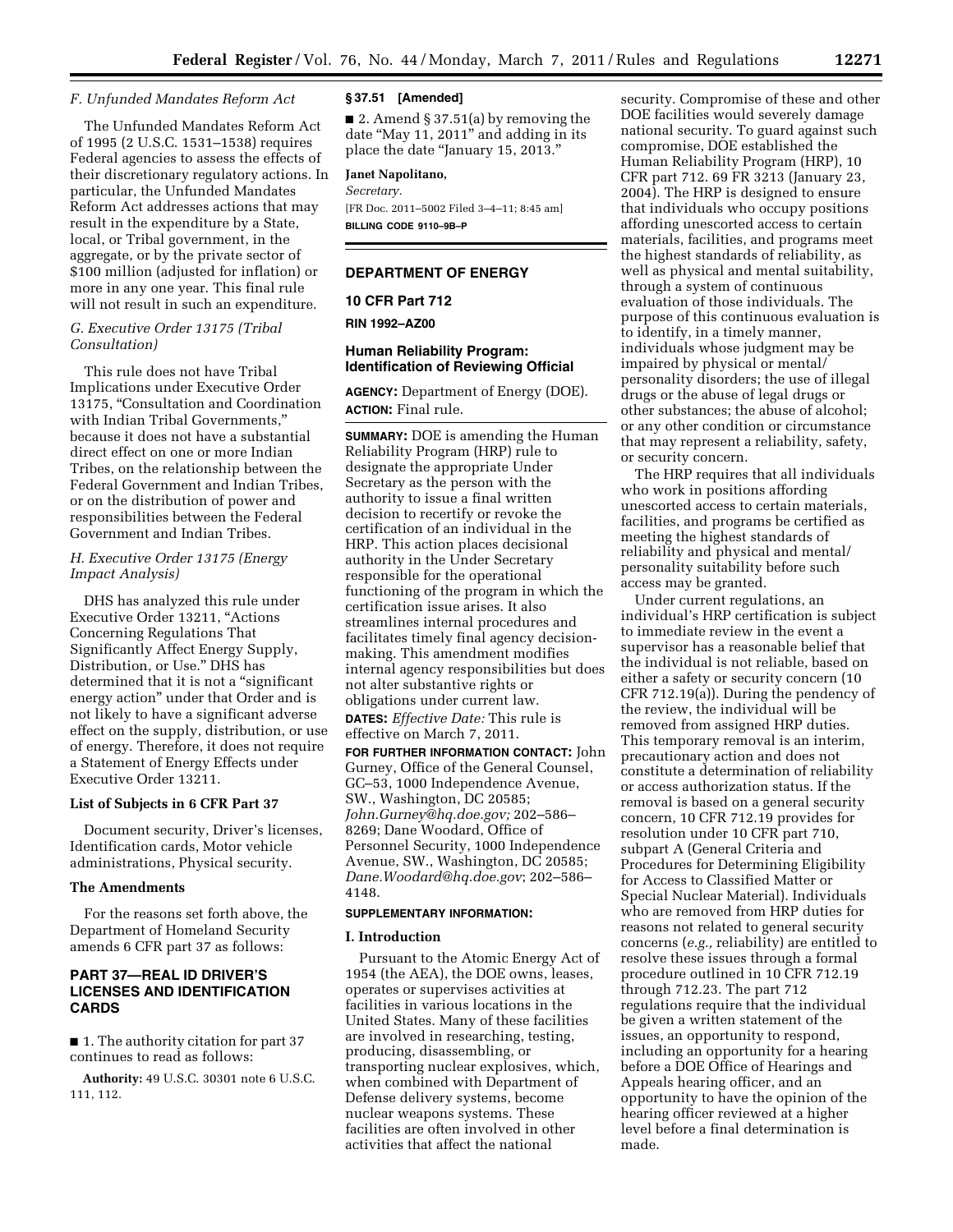### *F. Unfunded Mandates Reform Act*

The Unfunded Mandates Reform Act of 1995 (2 U.S.C. 1531–1538) requires Federal agencies to assess the effects of their discretionary regulatory actions. In particular, the Unfunded Mandates Reform Act addresses actions that may result in the expenditure by a State, local, or Tribal government, in the aggregate, or by the private sector of $100 million (adjusted for inflation) or more in any one year. This final rule will not result in such an expenditure.

### *G. Executive Order 13175 (Tribal Consultation)*

This rule does not have Tribal Implications under Executive Order 13175, "Consultation and Coordination with Indian Tribal Governments," because it does not have a substantial direct effect on one or more Indian Tribes, on the relationship between the Federal Government and Indian Tribes, or on the distribution of power and responsibilities between the Federal Government and Indian Tribes.

### *H. Executive Order 13175 (Energy Impact Analysis)*

DHS has analyzed this rule under Executive Order 13211, "Actions Concerning Regulations That Significantly Affect Energy Supply, Distribution, or Use." DHS has determined that it is not a "significant energy action" under that Order and is not likely to have a significant adverse effect on the supply, distribution, or use of energy. Therefore, it does not require a Statement of Energy Effects under Executive Order 13211.

### List of Subjects in 6 CFR Part 37

Document security, Driver's licenses, Identification cards, Motor vehicle administrations, Physical security.

### The Amendments

For the reasons set forth above, the Department of Homeland Security amends 6 CFR part 37 as follows:

## PART 37—REAL ID DRIVER'S LICENSES AND IDENTIFICATION CARDS

■ 1. The authority citation for part 37 continues to read as follows:

**Authority:** 49 U.S.C. 30301 note 6 U.S.C. 111, 112.

### § 37.51 [Amended]

■ 2. Amend § 37.51(a) by removing the date "May 11, 2011" and adding in its place the date "January 15, 2013."

**Janet Napolitano,**

*Secretary.*

[FR Doc. 2011–5002 Filed 3–4–11; 8:45 am]

**BILLING CODE 9110–9B–P**

---

## DEPARTMENT OF ENERGY

## 10 CFR Part 712

**RIN 1992–AZ00**

## Human Reliability Program: Identification of Reviewing Official

**AGENCY:** Department of Energy (DOE).

**ACTION:** Final rule.

**SUMMARY:** DOE is amending the Human Reliability Program (HRP) rule to designate the appropriate Under Secretary as the person with the authority to issue a final written decision to recertify or revoke the certification of an individual in the HRP. This action places decisional authority in the Under Secretary responsible for the operational functioning of the program in which the certification issue arises. It also streamlines internal procedures and facilitates timely final agency decision-making. This amendment modifies internal agency responsibilities but does not alter substantive rights or obligations under current law.

**DATES:** *Effective Date:* This rule is effective on March 7, 2011.

**FOR FURTHER INFORMATION CONTACT:** John Gurney, Office of the General Counsel, GC–53, 1000 Independence Avenue, SW., Washington, DC 20585; *John.Gurney@hq.doe.gov;* 202–586–8269; Dane Woodard, Office of Personnel Security, 1000 Independence Avenue, SW., Washington, DC 20585; *Dane.Woodard@hq.doe.gov*; 202–586–4148.

**SUPPLEMENTARY INFORMATION:**

### I. Introduction

Pursuant to the Atomic Energy Act of 1954 (the AEA), the DOE owns, leases, operates or supervises activities at facilities in various locations in the United States. Many of these facilities are involved in researching, testing, producing, disassembling, or transporting nuclear explosives, which, when combined with Department of Defense delivery systems, become nuclear weapons systems. These facilities are often involved in other activities that affect the national security. Compromise of these and other DOE facilities would severely damage national security. To guard against such compromise, DOE established the Human Reliability Program (HRP), 10 CFR part 712. 69 FR 3213 (January 23, 2004). The HRP is designed to ensure that individuals who occupy positions affording unescorted access to certain materials, facilities, and programs meet the highest standards of reliability, as well as physical and mental suitability, through a system of continuous evaluation of those individuals. The purpose of this continuous evaluation is to identify, in a timely manner, individuals whose judgment may be impaired by physical or mental/personality disorders; the use of illegal drugs or the abuse of legal drugs or other substances; the abuse of alcohol; or any other condition or circumstance that may represent a reliability, safety, or security concern.

The HRP requires that all individuals who work in positions affording unescorted access to certain materials, facilities, and programs be certified as meeting the highest standards of reliability and physical and mental/personality suitability before such access may be granted.

Under current regulations, an individual's HRP certification is subject to immediate review in the event a supervisor has a reasonable belief that the individual is not reliable, based on either a safety or security concern (10 CFR 712.19(a)). During the pendency of the review, the individual will be removed from assigned HRP duties. This temporary removal is an interim, precautionary action and does not constitute a determination of reliability or access authorization status. If the removal is based on a general security concern, 10 CFR 712.19 provides for resolution under 10 CFR part 710, subpart A (General Criteria and Procedures for Determining Eligibility for Access to Classified Matter or Special Nuclear Material). Individuals who are removed from HRP duties for reasons not related to general security concerns (*e.g.,* reliability) are entitled to resolve these issues through a formal procedure outlined in 10 CFR 712.19 through 712.23. The part 712 regulations require that the individual be given a written statement of the issues, an opportunity to respond, including an opportunity for a hearing before a DOE Office of Hearings and Appeals hearing officer, and an opportunity to have the opinion of the hearing officer reviewed at a higher level before a final determination is made.